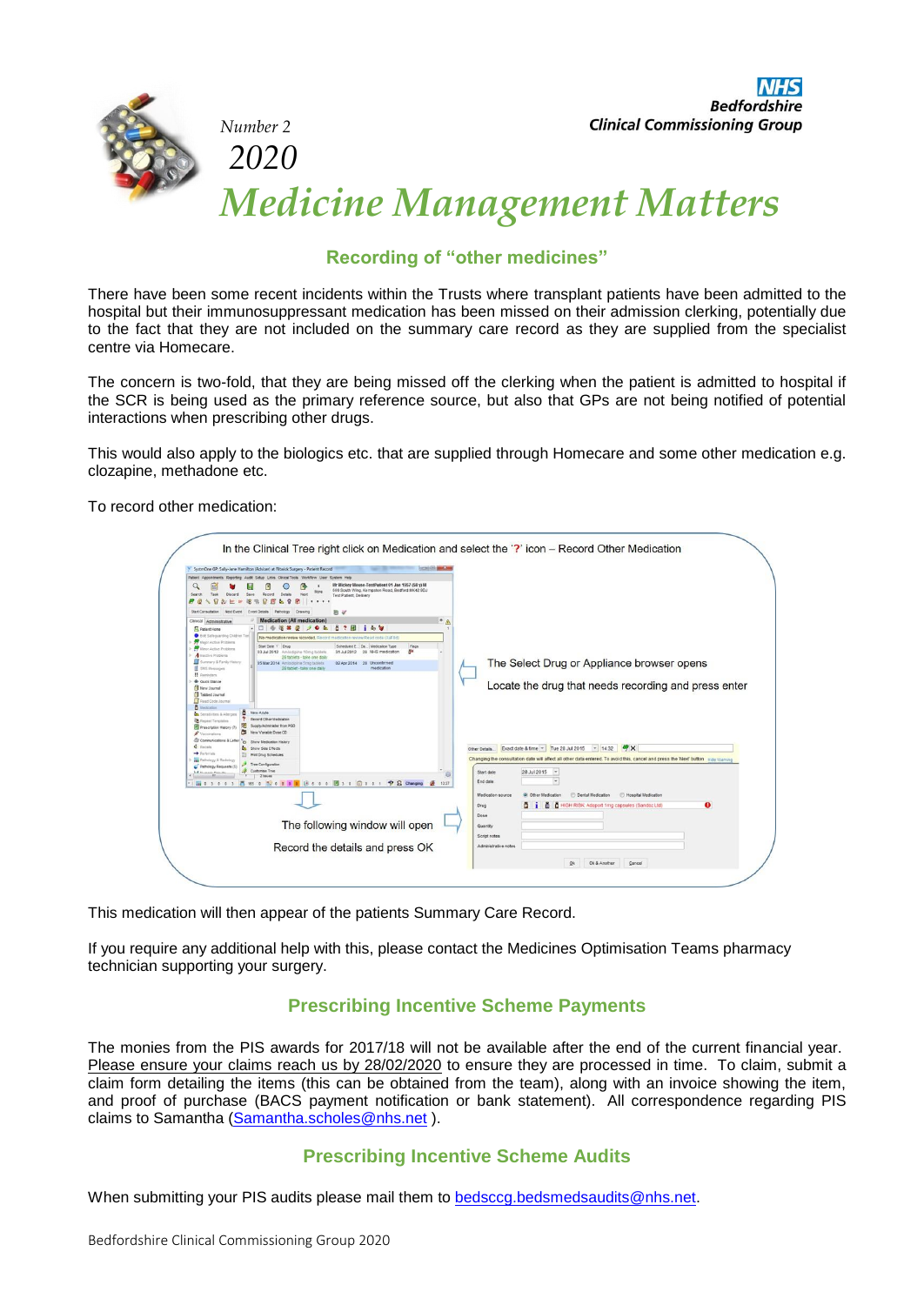NHS
**Bedfordshire**
**Clinical Commissioning Group**

Number 2
2020

# *Medicine Management Matters*

## Recording of "other medicines"

There have been some recent incidents within the Trusts where transplant patients have been admitted to the hospital but their immunosuppressant medication has been missed on their admission clerking, potentially due to the fact that they are not included on the summary care record as they are supplied from the specialist centre via Homecare.

The concern is two-fold, that they are being missed off the clerking when the patient is admitted to hospital if the SCR is being used as the primary reference source, but also that GPs are not being notified of potential interactions when prescribing other drugs.

This would also apply to the biologics etc. that are supplied through Homecare and some other medication e.g. clozapine, methadone etc.

To record other medication:

In the Clinical Tree right click on Medication and select the '?' icon – Record Other Medication

The Select Drug or Appliance browser opens

Locate the drug that needs recording and press enter

The following window will open

Record the details and press OK

This medication will then appear of the patients Summary Care Record.

If you require any additional help with this, please contact the Medicines Optimisation Teams pharmacy technician supporting your surgery.

## Prescribing Incentive Scheme Payments

The monies from the PIS awards for 2017/18 will not be available after the end of the current financial year. Please ensure your claims reach us by 28/02/2020 to ensure they are processed in time. To claim, submit a claim form detailing the items (this can be obtained from the team), along with an invoice showing the item, and proof of purchase (BACS payment notification or bank statement). All correspondence regarding PIS claims to Samantha (Samantha.scholes@nhs.net ).

## Prescribing Incentive Scheme Audits

When submitting your PIS audits please mail them to bedsccg.bedsmedsaudits@nhs.net.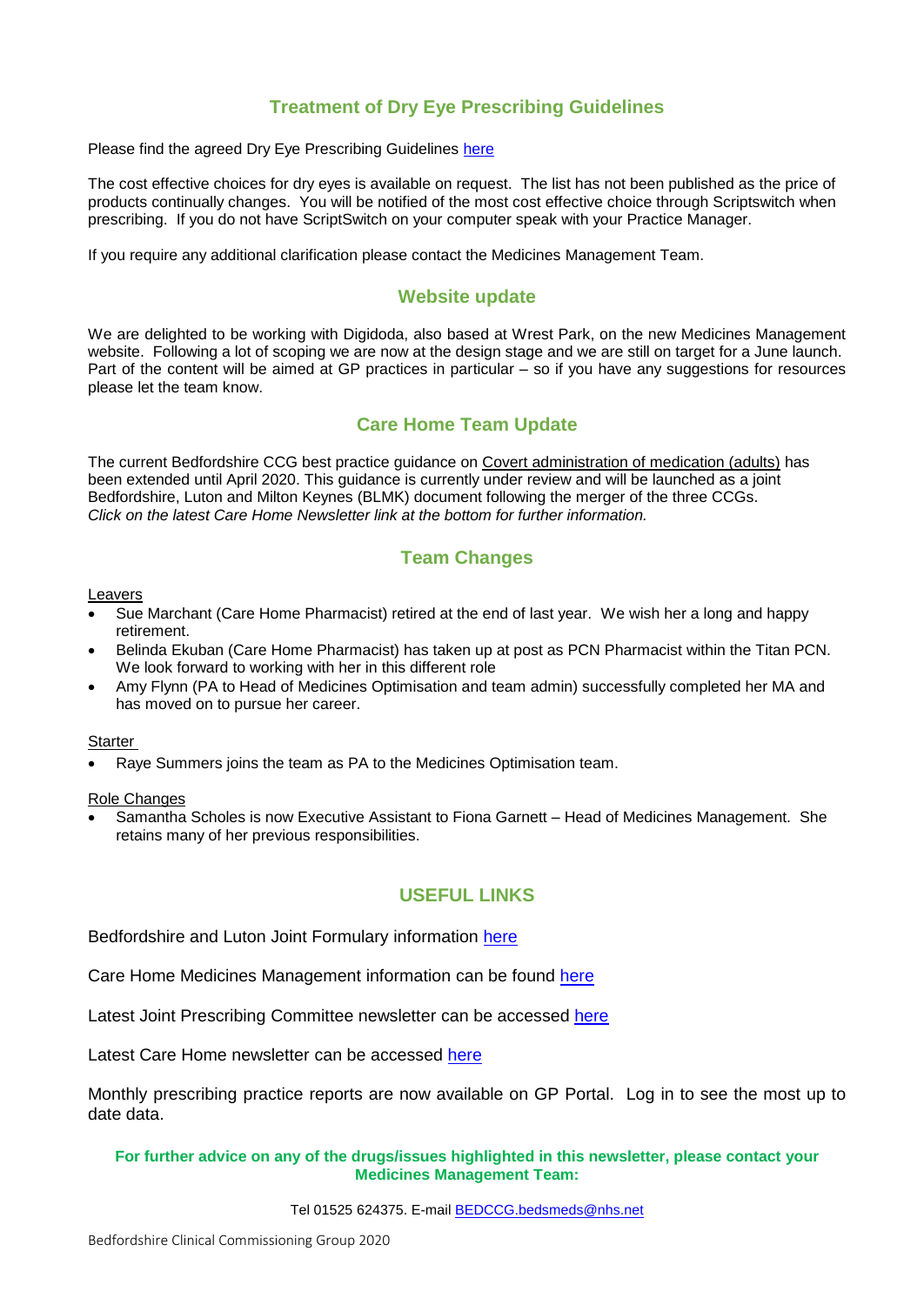## Treatment of Dry Eye Prescribing Guidelines

Please find the agreed Dry Eye Prescribing Guidelines here

The cost effective choices for dry eyes is available on request. The list has not been published as the price of products continually changes. You will be notified of the most cost effective choice through Scriptswitch when prescribing. If you do not have ScriptSwitch on your computer speak with your Practice Manager.

If you require any additional clarification please contact the Medicines Management Team.

## Website update

We are delighted to be working with Digidoda, also based at Wrest Park, on the new Medicines Management website. Following a lot of scoping we are now at the design stage and we are still on target for a June launch. Part of the content will be aimed at GP practices in particular – so if you have any suggestions for resources please let the team know.

## Care Home Team Update

The current Bedfordshire CCG best practice guidance on Covert administration of medication (adults) has been extended until April 2020. This guidance is currently under review and will be launched as a joint Bedfordshire, Luton and Milton Keynes (BLMK) document following the merger of the three CCGs.
*Click on the latest Care Home Newsletter link at the bottom for further information.*

## Team Changes

Leavers

- Sue Marchant (Care Home Pharmacist) retired at the end of last year. We wish her a long and happy retirement.
- Belinda Ekuban (Care Home Pharmacist) has taken up at post as PCN Pharmacist within the Titan PCN. We look forward to working with her in this different role
- Amy Flynn (PA to Head of Medicines Optimisation and team admin) successfully completed her MA and has moved on to pursue her career.

Starter

- Raye Summers joins the team as PA to the Medicines Optimisation team.

Role Changes

- Samantha Scholes is now Executive Assistant to Fiona Garnett – Head of Medicines Management. She retains many of her previous responsibilities.

## USEFUL LINKS

Bedfordshire and Luton Joint Formulary information here

Care Home Medicines Management information can be found here

Latest Joint Prescribing Committee newsletter can be accessed here

Latest Care Home newsletter can be accessed here

Monthly prescribing practice reports are now available on GP Portal. Log in to see the most up to date data.

**For further advice on any of the drugs/issues highlighted in this newsletter, please contact your Medicines Management Team:**

Tel 01525 624375. E-mail BEDCCG.bedsmeds@nhs.net